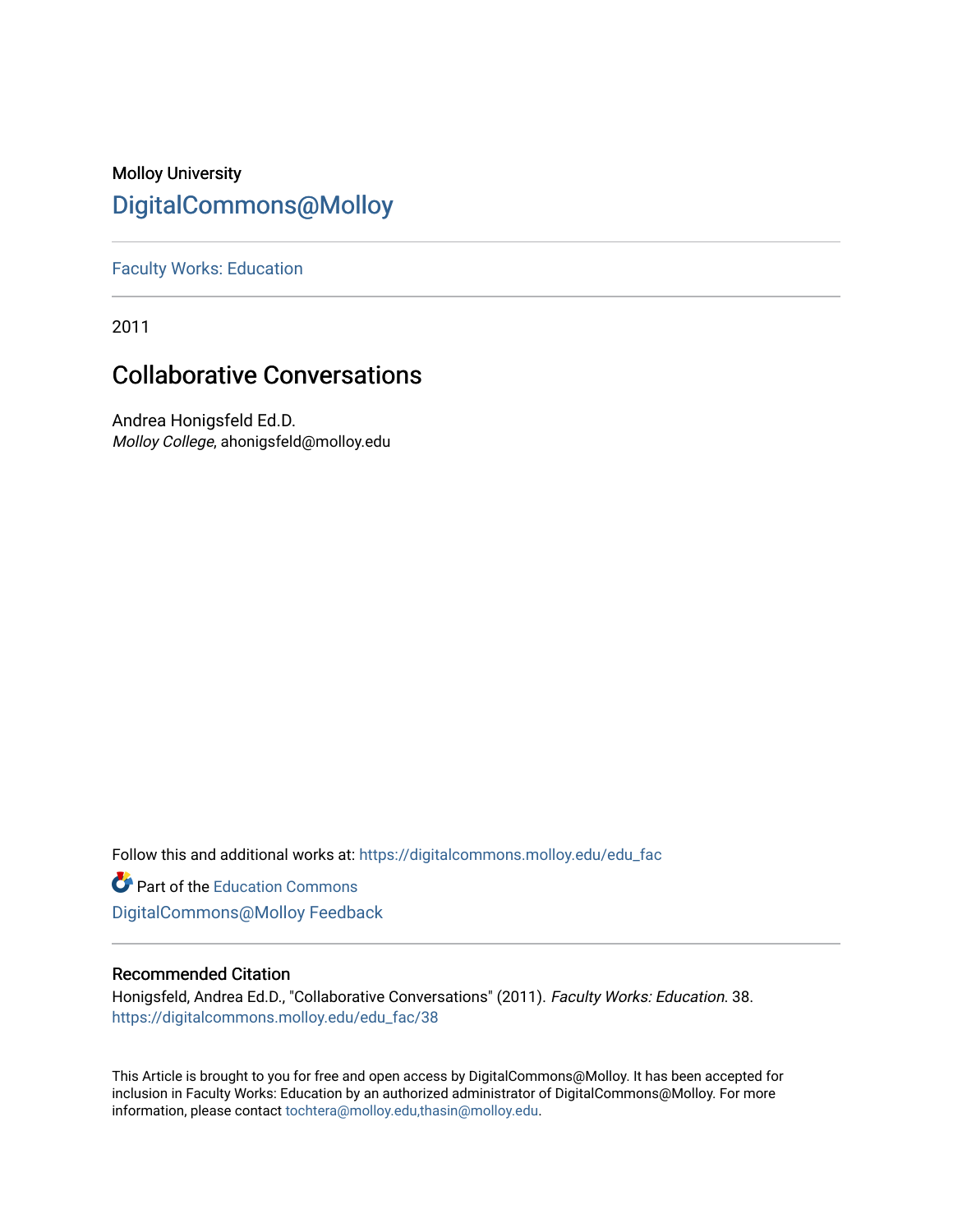Molloy University

DigitalCommons@Molloy

Faculty Works: Education

2011

# Collaborative Conversations

Andrea Honigsfeld Ed.D.
*Molloy College*, ahonigsfeld@molloy.edu

Follow this and additional works at: https://digitalcommons.molloy.edu/edu_fac

Part of the Education Commons

DigitalCommons@Molloy Feedback

## Recommended Citation

Honigsfeld, Andrea Ed.D., "Collaborative Conversations" (2011). *Faculty Works: Education*. 38.
https://digitalcommons.molloy.edu/edu_fac/38

This Article is brought to you for free and open access by DigitalCommons@Molloy. It has been accepted for inclusion in Faculty Works: Education by an authorized administrator of DigitalCommons@Molloy. For more information, please contact tochtera@molloy.edu,thasin@molloy.edu.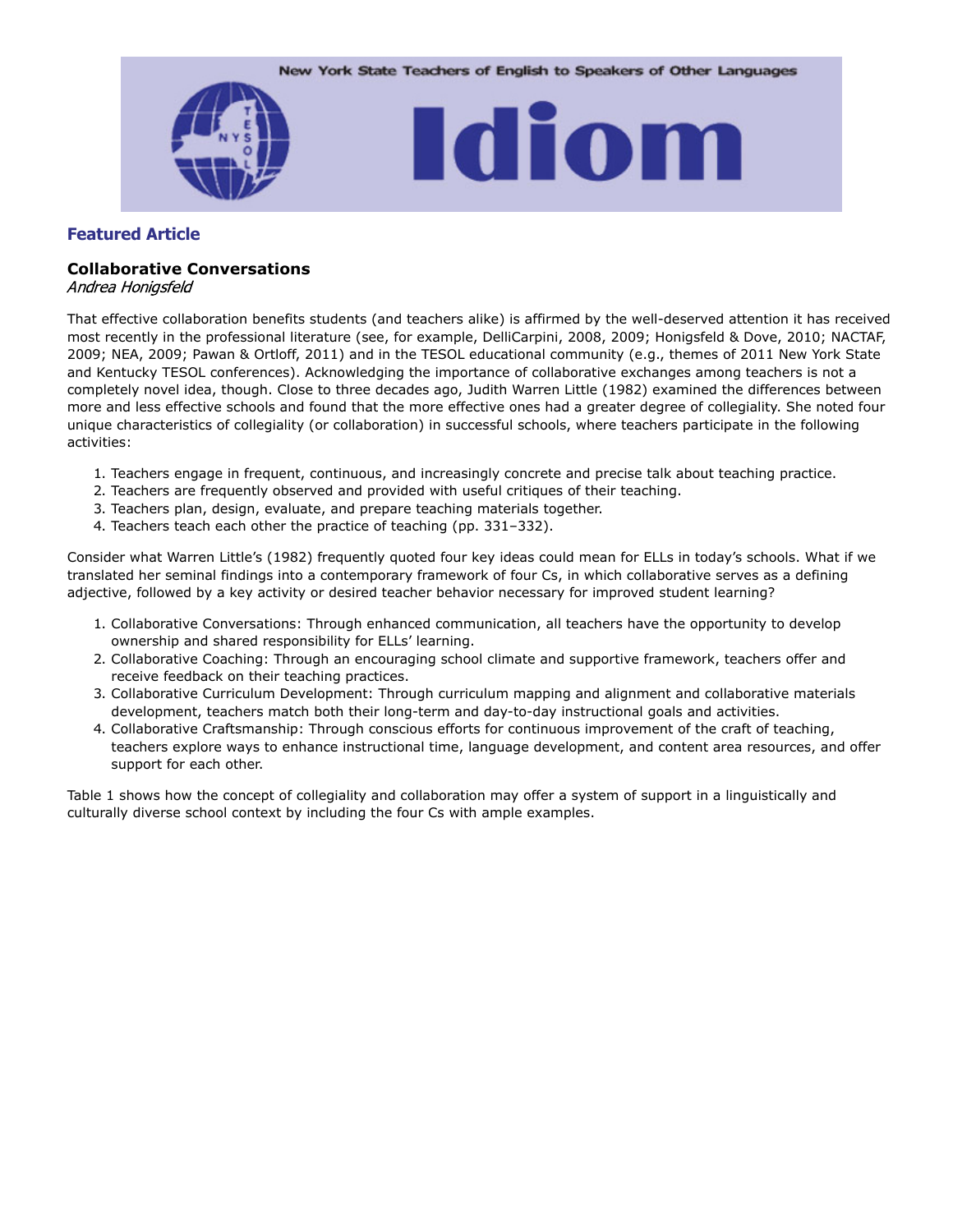New York State Teachers of English to Speakers of Other Languages

# Idiom

## Featured Article

### Collaborative Conversations

*Andrea Honigsfeld*

That effective collaboration benefits students (and teachers alike) is affirmed by the well-deserved attention it has received most recently in the professional literature (see, for example, DelliCarpini, 2008, 2009; Honigsfeld & Dove, 2010; NACTAF, 2009; NEA, 2009; Pawan & Ortloff, 2011) and in the TESOL educational community (e.g., themes of 2011 New York State and Kentucky TESOL conferences). Acknowledging the importance of collaborative exchanges among teachers is not a completely novel idea, though. Close to three decades ago, Judith Warren Little (1982) examined the differences between more and less effective schools and found that the more effective ones had a greater degree of collegiality. She noted four unique characteristics of collegiality (or collaboration) in successful schools, where teachers participate in the following activities:

1. Teachers engage in frequent, continuous, and increasingly concrete and precise talk about teaching practice.
2. Teachers are frequently observed and provided with useful critiques of their teaching.
3. Teachers plan, design, evaluate, and prepare teaching materials together.
4. Teachers teach each other the practice of teaching (pp. 331–332).

Consider what Warren Little's (1982) frequently quoted four key ideas could mean for ELLs in today's schools. What if we translated her seminal findings into a contemporary framework of four Cs, in which collaborative serves as a defining adjective, followed by a key activity or desired teacher behavior necessary for improved student learning?

1. Collaborative Conversations: Through enhanced communication, all teachers have the opportunity to develop ownership and shared responsibility for ELLs' learning.
2. Collaborative Coaching: Through an encouraging school climate and supportive framework, teachers offer and receive feedback on their teaching practices.
3. Collaborative Curriculum Development: Through curriculum mapping and alignment and collaborative materials development, teachers match both their long-term and day-to-day instructional goals and activities.
4. Collaborative Craftsmanship: Through conscious efforts for continuous improvement of the craft of teaching, teachers explore ways to enhance instructional time, language development, and content area resources, and offer support for each other.

Table 1 shows how the concept of collegiality and collaboration may offer a system of support in a linguistically and culturally diverse school context by including the four Cs with ample examples.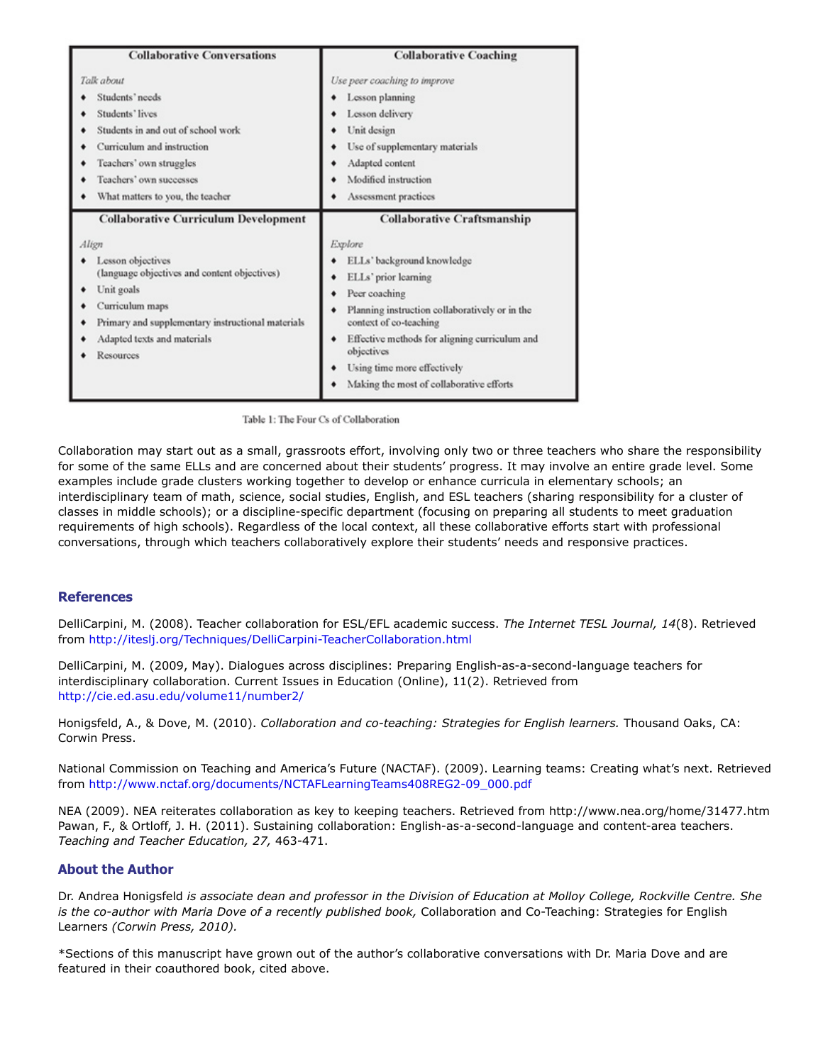| Collaborative Conversations | Collaborative Coaching |
|---|---|
| *Talk about*<br>◆ Students' needs<br>◆ Students' lives<br>◆ Students in and out of school work<br>◆ Curriculum and instruction<br>◆ Teachers' own struggles<br>◆ Teachers' own successes<br>◆ What matters to you, the teacher | *Use peer coaching to improve*<br>◆ Lesson planning<br>◆ Lesson delivery<br>◆ Unit design<br>◆ Use of supplementary materials<br>◆ Adapted content<br>◆ Modified instruction<br>◆ Assessment practices |
| **Collaborative Curriculum Development** | **Collaborative Craftsmanship** |
| *Align*<br>◆ Lesson objectives (language objectives and content objectives)<br>◆ Unit goals<br>◆ Curriculum maps<br>◆ Primary and supplementary instructional materials<br>◆ Adapted texts and materials<br>◆ Resources | *Explore*<br>◆ ELLs' background knowledge<br>◆ ELLs' prior learning<br>◆ Peer coaching<br>◆ Planning instruction collaboratively or in the context of co-teaching<br>◆ Effective methods for aligning curriculum and objectives<br>◆ Using time more effectively<br>◆ Making the most of collaborative efforts |

Table 1: The Four Cs of Collaboration

Collaboration may start out as a small, grassroots effort, involving only two or three teachers who share the responsibility for some of the same ELLs and are concerned about their students' progress. It may involve an entire grade level. Some examples include grade clusters working together to develop or enhance curricula in elementary schools; an interdisciplinary team of math, science, social studies, English, and ESL teachers (sharing responsibility for a cluster of classes in middle schools); or a discipline-specific department (focusing on preparing all students to meet graduation requirements of high schools). Regardless of the local context, all these collaborative efforts start with professional conversations, through which teachers collaboratively explore their students' needs and responsive practices.

## References

DelliCarpini, M. (2008). Teacher collaboration for ESL/EFL academic success. *The Internet TESL Journal, 14*(8). Retrieved from http://iteslj.org/Techniques/DelliCarpini-TeacherCollaboration.html

DelliCarpini, M. (2009, May). Dialogues across disciplines: Preparing English-as-a-second-language teachers for interdisciplinary collaboration. Current Issues in Education (Online), 11(2). Retrieved from http://cie.ed.asu.edu/volume11/number2/

Honigsfeld, A., & Dove, M. (2010). *Collaboration and co-teaching: Strategies for English learners.* Thousand Oaks, CA: Corwin Press.

National Commission on Teaching and America's Future (NACTAF). (2009). Learning teams: Creating what's next. Retrieved from http://www.nctaf.org/documents/NCTAFLearningTeams408REG2-09_000.pdf

NEA (2009). NEA reiterates collaboration as key to keeping teachers. Retrieved from http://www.nea.org/home/31477.htm

Pawan, F., & Ortloff, J. H. (2011). Sustaining collaboration: English-as-a-second-language and content-area teachers. *Teaching and Teacher Education, 27,* 463-471.

## About the Author

Dr. Andrea Honigsfeld *is associate dean and professor in the Division of Education at Molloy College, Rockville Centre. She is the co-author with Maria Dove of a recently published book,* Collaboration and Co-Teaching: Strategies for English Learners *(Corwin Press, 2010).*

*Sections of this manuscript have grown out of the author's collaborative conversations with Dr. Maria Dove and are featured in their coauthored book, cited above.